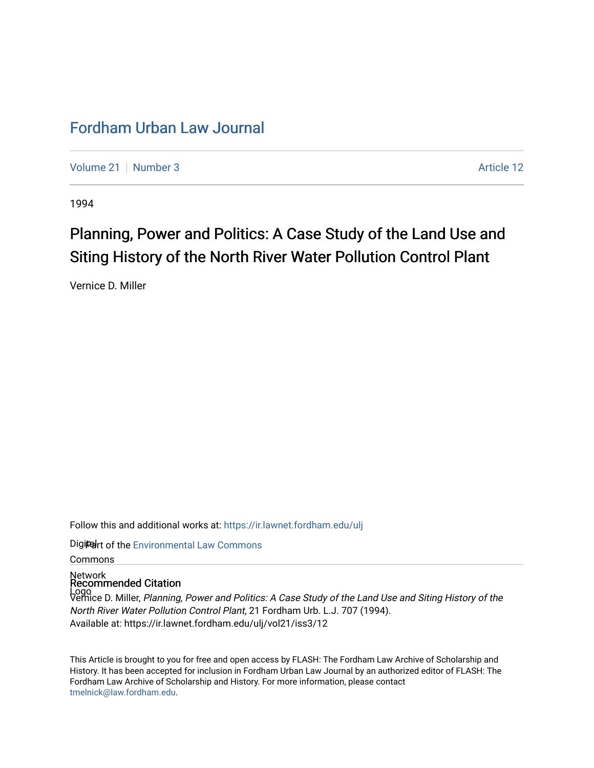# Fordham Urban Law Journal

Volume 21 | Number 3 | Article 12

1994

## Planning, Power and Politics: A Case Study of the Land Use and Siting History of the North River Water Pollution Control Plant

Vernice D. Miller

Follow this and additional works at: https://ir.lawnet.fordham.edu/ulj

Part of the Environmental Law Commons

### Recommended Citation

Vernice D. Miller, *Planning, Power and Politics: A Case Study of the Land Use and Siting History of the North River Water Pollution Control Plant*, 21 Fordham Urb. L.J. 707 (1994).
Available at: https://ir.lawnet.fordham.edu/ulj/vol21/iss3/12

This Article is brought to you for free and open access by FLASH: The Fordham Law Archive of Scholarship and History. It has been accepted for inclusion in Fordham Urban Law Journal by an authorized editor of FLASH: The Fordham Law Archive of Scholarship and History. For more information, please contact tmelnick@law.fordham.edu.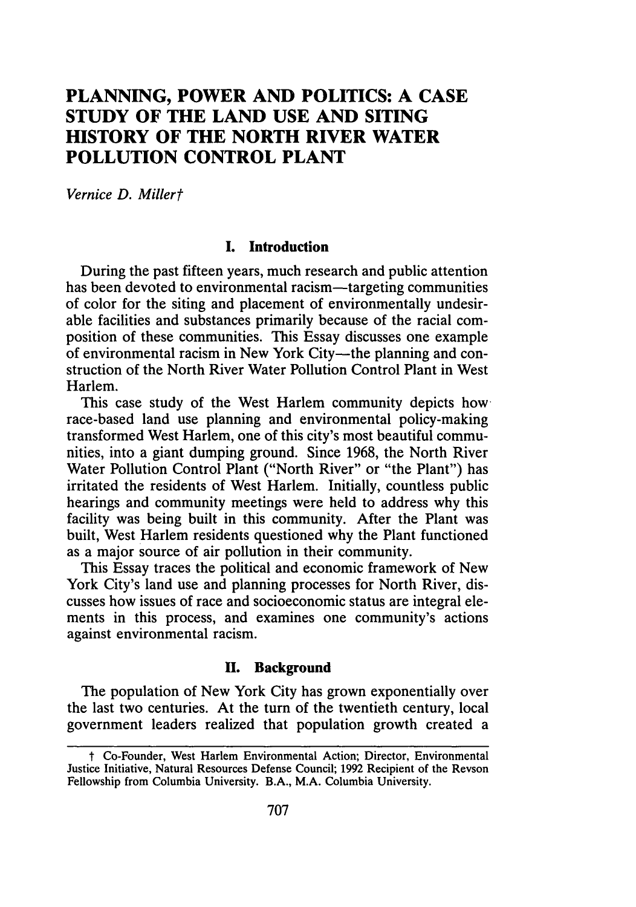# PLANNING, POWER AND POLITICS: A CASE STUDY OF THE LAND USE AND SITING HISTORY OF THE NORTH RIVER WATER POLLUTION CONTROL PLANT

*Vernice D. Miller*†

## I. Introduction

During the past fifteen years, much research and public attention has been devoted to environmental racism—targeting communities of color for the siting and placement of environmentally undesirable facilities and substances primarily because of the racial composition of these communities. This Essay discusses one example of environmental racism in New York City—the planning and construction of the North River Water Pollution Control Plant in West Harlem.

This case study of the West Harlem community depicts how race-based land use planning and environmental policy-making transformed West Harlem, one of this city's most beautiful communities, into a giant dumping ground. Since 1968, the North River Water Pollution Control Plant ("North River" or "the Plant") has irritated the residents of West Harlem. Initially, countless public hearings and community meetings were held to address why this facility was being built in this community. After the Plant was built, West Harlem residents questioned why the Plant functioned as a major source of air pollution in their community.

This Essay traces the political and economic framework of New York City's land use and planning processes for North River, discusses how issues of race and socioeconomic status are integral elements in this process, and examines one community's actions against environmental racism.

## II. Background

The population of New York City has grown exponentially over the last two centuries. At the turn of the twentieth century, local government leaders realized that population growth created a

---

† Co-Founder, West Harlem Environmental Action; Director, Environmental Justice Initiative, Natural Resources Defense Council; 1992 Recipient of the Revson Fellowship from Columbia University. B.A., M.A. Columbia University.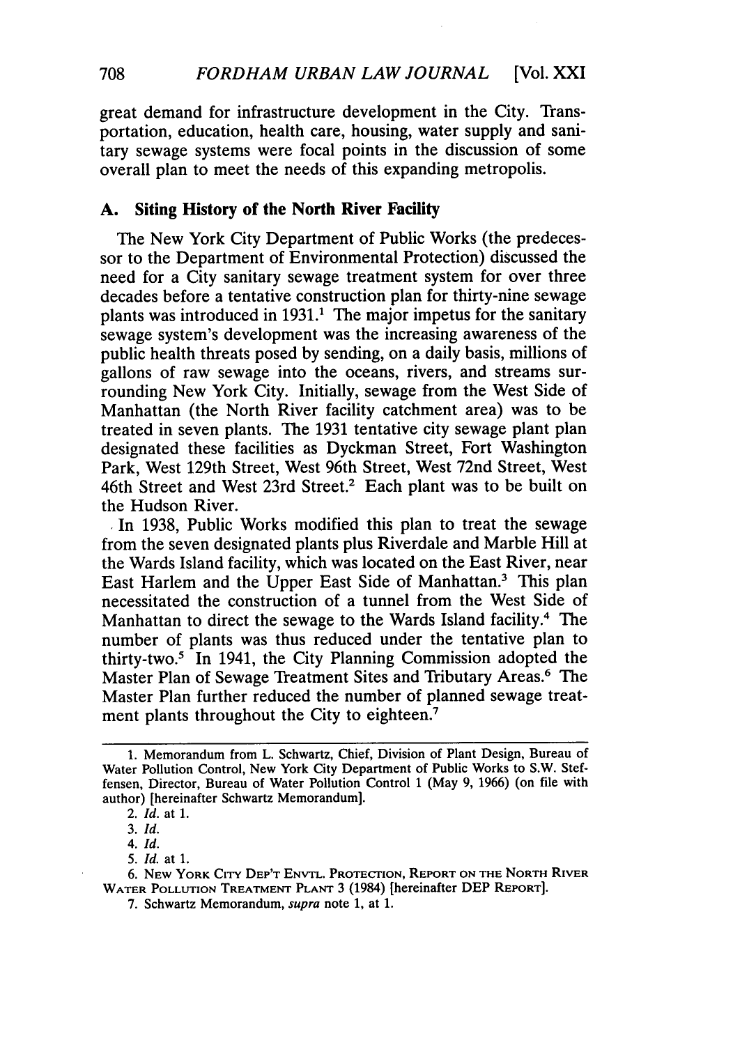great demand for infrastructure development in the City. Transportation, education, health care, housing, water supply and sanitary sewage systems were focal points in the discussion of some overall plan to meet the needs of this expanding metropolis.

### A. Siting History of the North River Facility

The New York City Department of Public Works (the predecessor to the Department of Environmental Protection) discussed the need for a City sanitary sewage treatment system for over three decades before a tentative construction plan for thirty-nine sewage plants was introduced in 1931.[1] The major impetus for the sanitary sewage system's development was the increasing awareness of the public health threats posed by sending, on a daily basis, millions of gallons of raw sewage into the oceans, rivers, and streams surrounding New York City. Initially, sewage from the West Side of Manhattan (the North River facility catchment area) was to be treated in seven plants. The 1931 tentative city sewage plant plan designated these facilities as Dyckman Street, Fort Washington Park, West 129th Street, West 96th Street, West 72nd Street, West 46th Street and West 23rd Street.[2] Each plant was to be built on the Hudson River.

In 1938, Public Works modified this plan to treat the sewage from the seven designated plants plus Riverdale and Marble Hill at the Wards Island facility, which was located on the East River, near East Harlem and the Upper East Side of Manhattan.[3] This plan necessitated the construction of a tunnel from the West Side of Manhattan to direct the sewage to the Wards Island facility.[4] The number of plants was thus reduced under the tentative plan to thirty-two.[5] In 1941, the City Planning Commission adopted the Master Plan of Sewage Treatment Sites and Tributary Areas.[6] The Master Plan further reduced the number of planned sewage treatment plants throughout the City to eighteen.[7]

---

1. Memorandum from L. Schwartz, Chief, Division of Plant Design, Bureau of Water Pollution Control, New York City Department of Public Works to S.W. Steffensen, Director, Bureau of Water Pollution Control 1 (May 9, 1966) (on file with author) [hereinafter Schwartz Memorandum].

2. *Id.* at 1.

3. *Id.*

4. *Id.*

5. *Id.* at 1.

6. NEW YORK CITY DEP'T ENVTL. PROTECTION, REPORT ON THE NORTH RIVER WATER POLLUTION TREATMENT PLANT 3 (1984) [hereinafter DEP REPORT].

7. Schwartz Memorandum, *supra* note 1, at 1.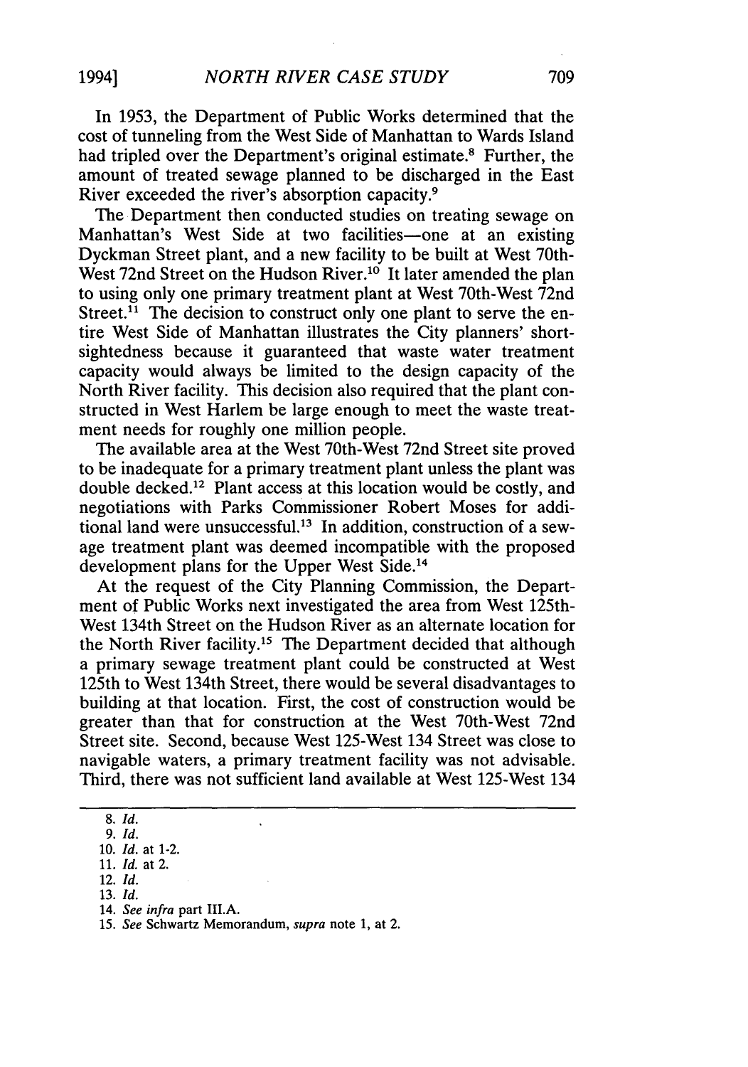In 1953, the Department of Public Works determined that the cost of tunneling from the West Side of Manhattan to Wards Island had tripled over the Department's original estimate.[8] Further, the amount of treated sewage planned to be discharged in the East River exceeded the river's absorption capacity.[9]

The Department then conducted studies on treating sewage on Manhattan's West Side at two facilities—one at an existing Dyckman Street plant, and a new facility to be built at West 70th-West 72nd Street on the Hudson River.[10] It later amended the plan to using only one primary treatment plant at West 70th-West 72nd Street.[11] The decision to construct only one plant to serve the entire West Side of Manhattan illustrates the City planners' shortsightedness because it guaranteed that waste water treatment capacity would always be limited to the design capacity of the North River facility. This decision also required that the plant constructed in West Harlem be large enough to meet the waste treatment needs for roughly one million people.

The available area at the West 70th-West 72nd Street site proved to be inadequate for a primary treatment plant unless the plant was double decked.[12] Plant access at this location would be costly, and negotiations with Parks Commissioner Robert Moses for additional land were unsuccessful.[13] In addition, construction of a sewage treatment plant was deemed incompatible with the proposed development plans for the Upper West Side.[14]

At the request of the City Planning Commission, the Department of Public Works next investigated the area from West 125th-West 134th Street on the Hudson River as an alternate location for the North River facility.[15] The Department decided that although a primary sewage treatment plant could be constructed at West 125th to West 134th Street, there would be several disadvantages to building at that location. First, the cost of construction would be greater than that for construction at the West 70th-West 72nd Street site. Second, because West 125-West 134 Street was close to navigable waters, a primary treatment facility was not advisable. Third, there was not sufficient land available at West 125-West 134

---

8. *Id.*
9. *Id.*
10. *Id.* at 1-2.
11. *Id.* at 2.
12. *Id.*
13. *Id.*
14. *See infra* part III.A.
15. *See* Schwartz Memorandum, *supra* note 1, at 2.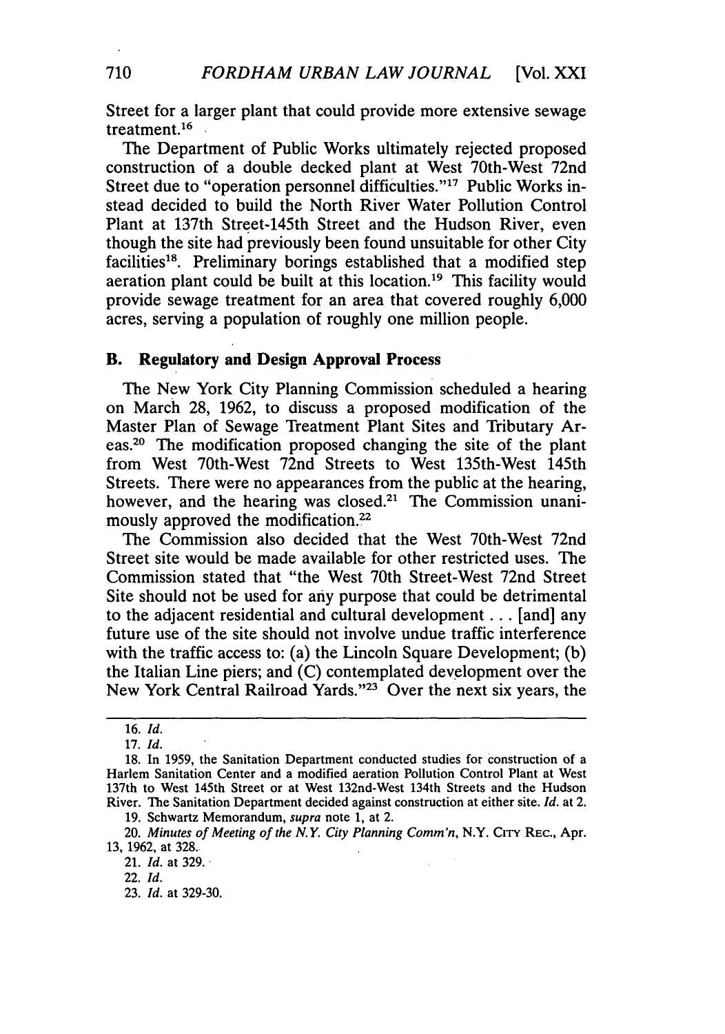Street for a larger plant that could provide more extensive sewage treatment.[16]

The Department of Public Works ultimately rejected proposed construction of a double decked plant at West 70th-West 72nd Street due to "operation personnel difficulties."[17] Public Works instead decided to build the North River Water Pollution Control Plant at 137th Street-145th Street and the Hudson River, even though the site had previously been found unsuitable for other City facilities[18]. Preliminary borings established that a modified step aeration plant could be built at this location.[19] This facility would provide sewage treatment for an area that covered roughly 6,000 acres, serving a population of roughly one million people.

### B. Regulatory and Design Approval Process

The New York City Planning Commission scheduled a hearing on March 28, 1962, to discuss a proposed modification of the Master Plan of Sewage Treatment Plant Sites and Tributary Areas.[20] The modification proposed changing the site of the plant from West 70th-West 72nd Streets to West 135th-West 145th Streets. There were no appearances from the public at the hearing, however, and the hearing was closed.[21] The Commission unanimously approved the modification.[22]

The Commission also decided that the West 70th-West 72nd Street site would be made available for other restricted uses. The Commission stated that "the West 70th Street-West 72nd Street Site should not be used for any purpose that could be detrimental to the adjacent residential and cultural development . . . [and] any future use of the site should not involve undue traffic interference with the traffic access to: (a) the Lincoln Square Development; (b) the Italian Line piers; and (C) contemplated development over the New York Central Railroad Yards."[23] Over the next six years, the

---

16. *Id.*

17. *Id.*

18. In 1959, the Sanitation Department conducted studies for construction of a Harlem Sanitation Center and a modified aeration Pollution Control Plant at West 137th to West 145th Street or at West 132nd-West 134th Streets and the Hudson River. The Sanitation Department decided against construction at either site. *Id.* at 2.

19. Schwartz Memorandum, *supra* note 1, at 2.

20. *Minutes of Meeting of the N.Y. City Planning Comm'n*, N.Y. CITY REC., Apr. 13, 1962, at 328.

21. *Id.* at 329.

22. *Id.*

23. *Id.* at 329-30.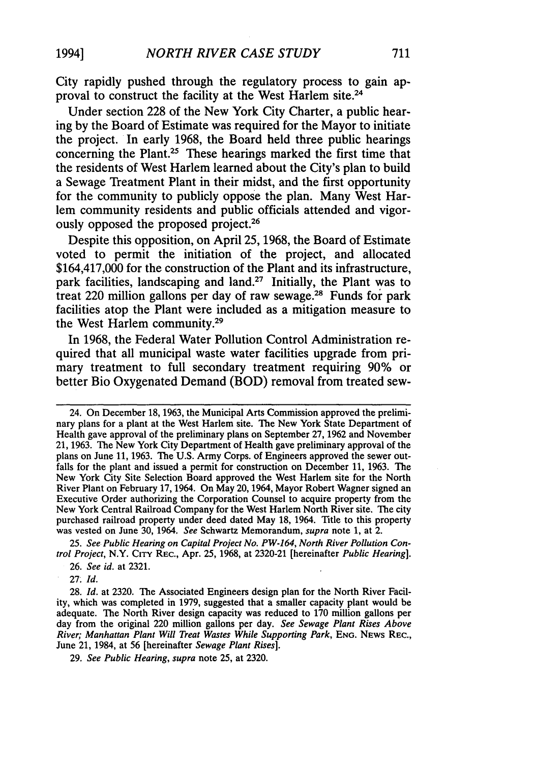City rapidly pushed through the regulatory process to gain approval to construct the facility at the West Harlem site.[24]

Under section 228 of the New York City Charter, a public hearing by the Board of Estimate was required for the Mayor to initiate the project. In early 1968, the Board held three public hearings concerning the Plant.[25] These hearings marked the first time that the residents of West Harlem learned about the City's plan to build a Sewage Treatment Plant in their midst, and the first opportunity for the community to publicly oppose the plan. Many West Harlem community residents and public officials attended and vigorously opposed the proposed project.[26]

Despite this opposition, on April 25, 1968, the Board of Estimate voted to permit the initiation of the project, and allocated $164,417,000 for the construction of the Plant and its infrastructure, park facilities, landscaping and land.[27] Initially, the Plant was to treat 220 million gallons per day of raw sewage.[28] Funds for park facilities atop the Plant were included as a mitigation measure to the West Harlem community.[29]

In 1968, the Federal Water Pollution Control Administration required that all municipal waste water facilities upgrade from primary treatment to full secondary treatment requiring 90% or better Bio Oxygenated Demand (BOD) removal from treated sew-

---

24. On December 18, 1963, the Municipal Arts Commission approved the preliminary plans for a plant at the West Harlem site. The New York State Department of Health gave approval of the preliminary plans on September 27, 1962 and November 21, 1963. The New York City Department of Health gave preliminary approval of the plans on June 11, 1963. The U.S. Army Corps. of Engineers approved the sewer outfalls for the plant and issued a permit for construction on December 11, 1963. The New York City Site Selection Board approved the West Harlem site for the North River Plant on February 17, 1964. On May 20, 1964, Mayor Robert Wagner signed an Executive Order authorizing the Corporation Counsel to acquire property from the New York Central Railroad Company for the West Harlem North River site. The city purchased railroad property under deed dated May 18, 1964. Title to this property was vested on June 30, 1964. *See* Schwartz Memorandum, *supra* note 1, at 2.

25. *See Public Hearing on Capital Project No. PW-164, North River Pollution Control Project*, N.Y. CITY REC., Apr. 25, 1968, at 2320-21 [hereinafter *Public Hearing*].

26. *See id.* at 2321.

27. *Id.*

28. *Id.* at 2320. The Associated Engineers design plan for the North River Facility, which was completed in 1979, suggested that a smaller capacity plant would be adequate. The North River design capacity was reduced to 170 million gallons per day from the original 220 million gallons per day. *See Sewage Plant Rises Above River; Manhattan Plant Will Treat Wastes While Supporting Park*, ENG. NEWS REC., June 21, 1984, at 56 [hereinafter *Sewage Plant Rises*].

29. *See Public Hearing*, *supra* note 25, at 2320.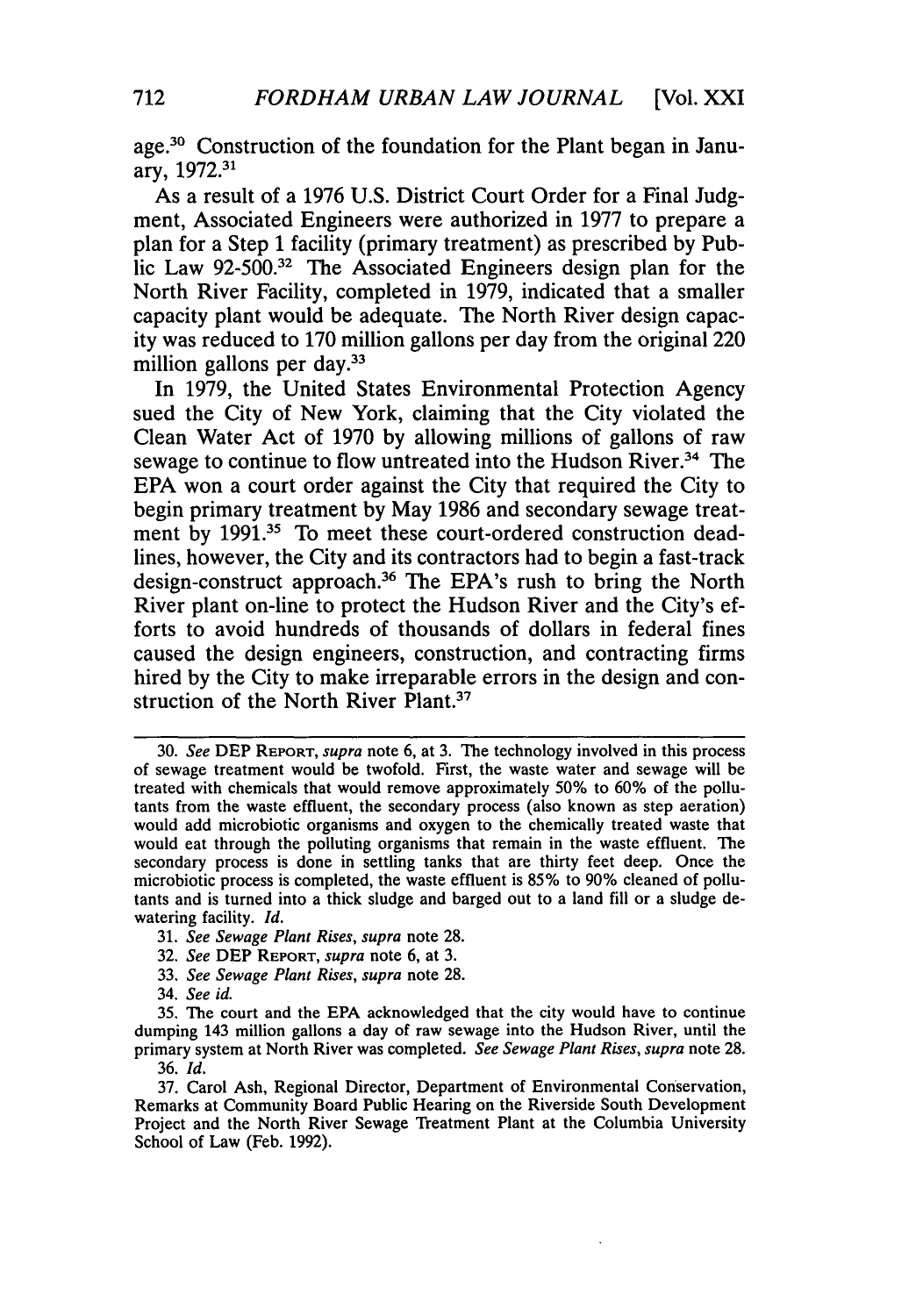age.[30] Construction of the foundation for the Plant began in January, 1972.[31]

As a result of a 1976 U.S. District Court Order for a Final Judgment, Associated Engineers were authorized in 1977 to prepare a plan for a Step 1 facility (primary treatment) as prescribed by Public Law 92-500.[32] The Associated Engineers design plan for the North River Facility, completed in 1979, indicated that a smaller capacity plant would be adequate. The North River design capacity was reduced to 170 million gallons per day from the original 220 million gallons per day.[33]

In 1979, the United States Environmental Protection Agency sued the City of New York, claiming that the City violated the Clean Water Act of 1970 by allowing millions of gallons of raw sewage to continue to flow untreated into the Hudson River.[34] The EPA won a court order against the City that required the City to begin primary treatment by May 1986 and secondary sewage treatment by 1991.[35] To meet these court-ordered construction deadlines, however, the City and its contractors had to begin a fast-track design-construct approach.[36] The EPA's rush to bring the North River plant on-line to protect the Hudson River and the City's efforts to avoid hundreds of thousands of dollars in federal fines caused the design engineers, construction, and contracting firms hired by the City to make irreparable errors in the design and construction of the North River Plant.[37]

---

30. *See* DEP REPORT, *supra* note 6, at 3. The technology involved in this process of sewage treatment would be twofold. First, the waste water and sewage will be treated with chemicals that would remove approximately 50% to 60% of the pollutants from the waste effluent, the secondary process (also known as step aeration) would add microbiotic organisms and oxygen to the chemically treated waste that would eat through the polluting organisms that remain in the waste effluent. The secondary process is done in settling tanks that are thirty feet deep. Once the microbiotic process is completed, the waste effluent is 85% to 90% cleaned of pollutants and is turned into a thick sludge and barged out to a land fill or a sludge dewatering facility. *Id.*

31. *See Sewage Plant Rises*, *supra* note 28.

32. *See* DEP REPORT, *supra* note 6, at 3.

33. *See Sewage Plant Rises*, *supra* note 28.

34. *See id.*

35. The court and the EPA acknowledged that the city would have to continue dumping 143 million gallons a day of raw sewage into the Hudson River, until the primary system at North River was completed. *See Sewage Plant Rises*, *supra* note 28.

36. *Id.*

37. Carol Ash, Regional Director, Department of Environmental Conservation, Remarks at Community Board Public Hearing on the Riverside South Development Project and the North River Sewage Treatment Plant at the Columbia University School of Law (Feb. 1992).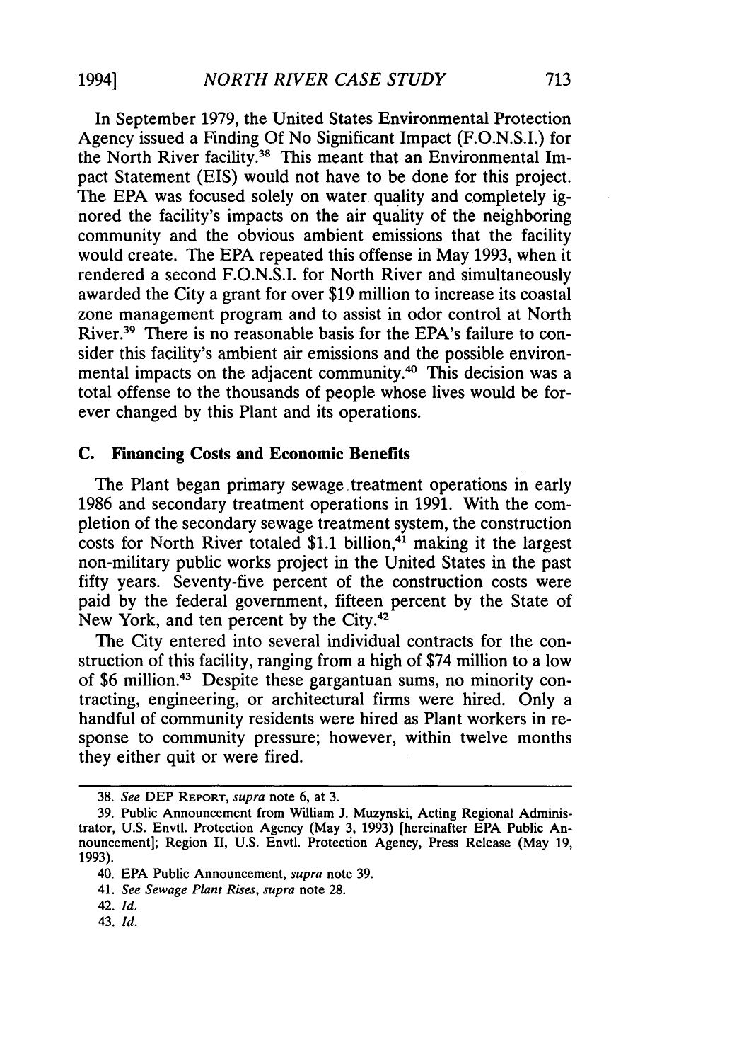In September 1979, the United States Environmental Protection Agency issued a Finding Of No Significant Impact (F.O.N.S.I.) for the North River facility.[38] This meant that an Environmental Impact Statement (EIS) would not have to be done for this project. The EPA was focused solely on water quality and completely ignored the facility's impacts on the air quality of the neighboring community and the obvious ambient emissions that the facility would create. The EPA repeated this offense in May 1993, when it rendered a second F.O.N.S.I. for North River and simultaneously awarded the City a grant for over $19 million to increase its coastal zone management program and to assist in odor control at North River.[39] There is no reasonable basis for the EPA's failure to consider this facility's ambient air emissions and the possible environmental impacts on the adjacent community.[40] This decision was a total offense to the thousands of people whose lives would be forever changed by this Plant and its operations.

### C. Financing Costs and Economic Benefits

The Plant began primary sewage treatment operations in early 1986 and secondary treatment operations in 1991. With the completion of the secondary sewage treatment system, the construction costs for North River totaled $1.1 billion,[41] making it the largest non-military public works project in the United States in the past fifty years. Seventy-five percent of the construction costs were paid by the federal government, fifteen percent by the State of New York, and ten percent by the City.[42]

The City entered into several individual contracts for the construction of this facility, ranging from a high of $74 million to a low of $6 million.[43] Despite these gargantuan sums, no minority contracting, engineering, or architectural firms were hired. Only a handful of community residents were hired as Plant workers in response to community pressure; however, within twelve months they either quit or were fired.

---

38. *See* DEP REPORT, *supra* note 6, at 3.

39. Public Announcement from William J. Muzynski, Acting Regional Administrator, U.S. Envtl. Protection Agency (May 3, 1993) [hereinafter EPA Public Announcement]; Region II, U.S. Envtl. Protection Agency, Press Release (May 19, 1993).

40. EPA Public Announcement, *supra* note 39.

41. *See Sewage Plant Rises*, *supra* note 28.

42. *Id.*

43. *Id.*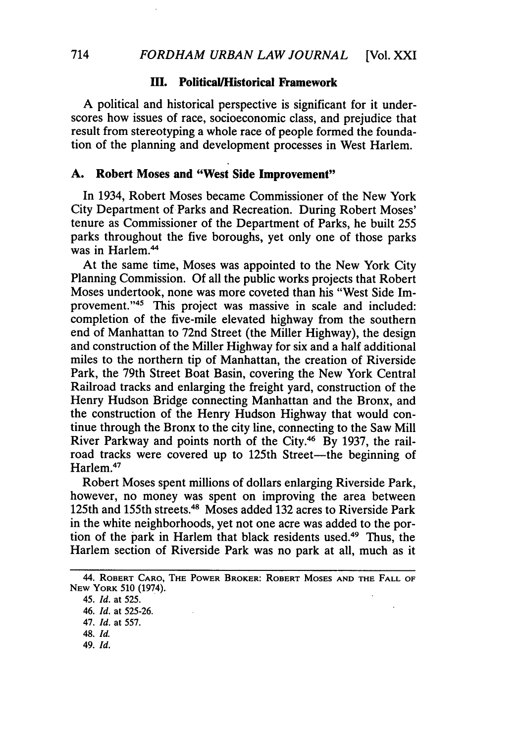## III. Political/Historical Framework

A political and historical perspective is significant for it underscores how issues of race, socioeconomic class, and prejudice that result from stereotyping a whole race of people formed the foundation of the planning and development processes in West Harlem.

### A. Robert Moses and "West Side Improvement"

In 1934, Robert Moses became Commissioner of the New York City Department of Parks and Recreation. During Robert Moses' tenure as Commissioner of the Department of Parks, he built 255 parks throughout the five boroughs, yet only one of those parks was in Harlem.[44]

At the same time, Moses was appointed to the New York City Planning Commission. Of all the public works projects that Robert Moses undertook, none was more coveted than his "West Side Improvement."[45] This project was massive in scale and included: completion of the five-mile elevated highway from the southern end of Manhattan to 72nd Street (the Miller Highway), the design and construction of the Miller Highway for six and a half additional miles to the northern tip of Manhattan, the creation of Riverside Park, the 79th Street Boat Basin, covering the New York Central Railroad tracks and enlarging the freight yard, construction of the Henry Hudson Bridge connecting Manhattan and the Bronx, and the construction of the Henry Hudson Highway that would continue through the Bronx to the city line, connecting to the Saw Mill River Parkway and points north of the City.[46] By 1937, the railroad tracks were covered up to 125th Street—the beginning of Harlem.[47]

Robert Moses spent millions of dollars enlarging Riverside Park, however, no money was spent on improving the area between 125th and 155th streets.[48] Moses added 132 acres to Riverside Park in the white neighborhoods, yet not one acre was added to the portion of the park in Harlem that black residents used.[49] Thus, the Harlem section of Riverside Park was no park at all, much as it

---

44. ROBERT CARO, THE POWER BROKER: ROBERT MOSES AND THE FALL OF NEW YORK 510 (1974).

45. *Id.* at 525.

46. *Id.* at 525-26.

47. *Id.* at 557.

48. *Id.*

49. *Id.*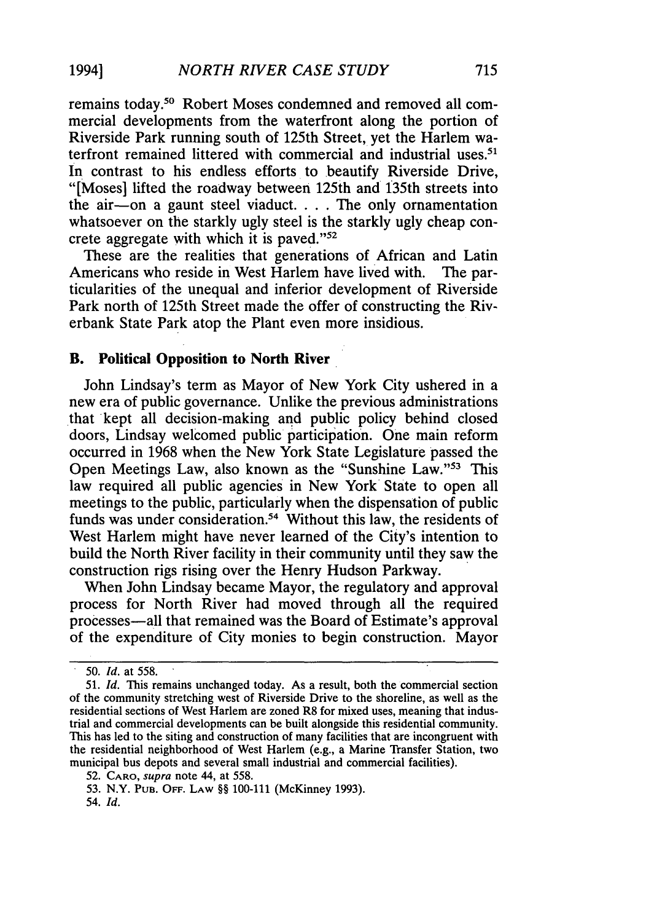remains today.[50] Robert Moses condemned and removed all commercial developments from the waterfront along the portion of Riverside Park running south of 125th Street, yet the Harlem waterfront remained littered with commercial and industrial uses.[51] In contrast to his endless efforts to beautify Riverside Drive, "[Moses] lifted the roadway between 125th and 135th streets into the air—on a gaunt steel viaduct. . . . The only ornamentation whatsoever on the starkly ugly steel is the starkly ugly cheap concrete aggregate with which it is paved."[52]

These are the realities that generations of African and Latin Americans who reside in West Harlem have lived with. The particularities of the unequal and inferior development of Riverside Park north of 125th Street made the offer of constructing the Riverbank State Park atop the Plant even more insidious.

### B. Political Opposition to North River

John Lindsay's term as Mayor of New York City ushered in a new era of public governance. Unlike the previous administrations that kept all decision-making and public policy behind closed doors, Lindsay welcomed public participation. One main reform occurred in 1968 when the New York State Legislature passed the Open Meetings Law, also known as the "Sunshine Law."[53] This law required all public agencies in New York State to open all meetings to the public, particularly when the dispensation of public funds was under consideration.[54] Without this law, the residents of West Harlem might have never learned of the City's intention to build the North River facility in their community until they saw the construction rigs rising over the Henry Hudson Parkway.

When John Lindsay became Mayor, the regulatory and approval process for North River had moved through all the required processes—all that remained was the Board of Estimate's approval of the expenditure of City monies to begin construction. Mayor

---

50. *Id.* at 558.

51. *Id.* This remains unchanged today. As a result, both the commercial section of the community stretching west of Riverside Drive to the shoreline, as well as the residential sections of West Harlem are zoned R8 for mixed uses, meaning that industrial and commercial developments can be built alongside this residential community. This has led to the siting and construction of many facilities that are incongruent with the residential neighborhood of West Harlem (e.g., a Marine Transfer Station, two municipal bus depots and several small industrial and commercial facilities).

52. CARO, *supra* note 44, at 558.

53. N.Y. PUB. OFF. LAW §§ 100-111 (McKinney 1993).

54. *Id.*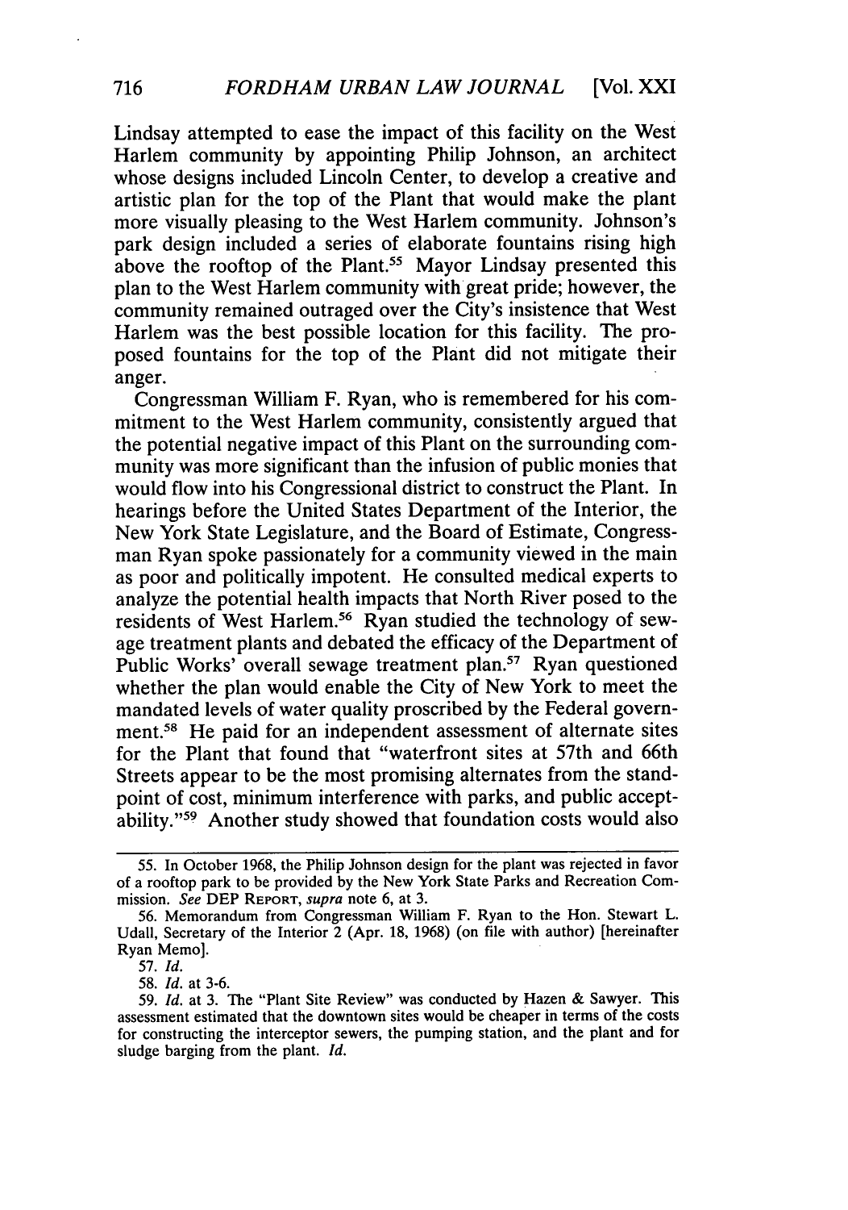Lindsay attempted to ease the impact of this facility on the West Harlem community by appointing Philip Johnson, an architect whose designs included Lincoln Center, to develop a creative and artistic plan for the top of the Plant that would make the plant more visually pleasing to the West Harlem community. Johnson's park design included a series of elaborate fountains rising high above the rooftop of the Plant.[55] Mayor Lindsay presented this plan to the West Harlem community with great pride; however, the community remained outraged over the City's insistence that West Harlem was the best possible location for this facility. The proposed fountains for the top of the Plant did not mitigate their anger.

Congressman William F. Ryan, who is remembered for his commitment to the West Harlem community, consistently argued that the potential negative impact of this Plant on the surrounding community was more significant than the infusion of public monies that would flow into his Congressional district to construct the Plant. In hearings before the United States Department of the Interior, the New York State Legislature, and the Board of Estimate, Congressman Ryan spoke passionately for a community viewed in the main as poor and politically impotent. He consulted medical experts to analyze the potential health impacts that North River posed to the residents of West Harlem.[56] Ryan studied the technology of sewage treatment plants and debated the efficacy of the Department of Public Works' overall sewage treatment plan.[57] Ryan questioned whether the plan would enable the City of New York to meet the mandated levels of water quality proscribed by the Federal government.[58] He paid for an independent assessment of alternate sites for the Plant that found that "waterfront sites at 57th and 66th Streets appear to be the most promising alternates from the standpoint of cost, minimum interference with parks, and public acceptability."[59] Another study showed that foundation costs would also

---

55. In October 1968, the Philip Johnson design for the plant was rejected in favor of a rooftop park to be provided by the New York State Parks and Recreation Commission. *See* DEP REPORT, *supra* note 6, at 3.

56. Memorandum from Congressman William F. Ryan to the Hon. Stewart L. Udall, Secretary of the Interior 2 (Apr. 18, 1968) (on file with author) [hereinafter Ryan Memo].

57. *Id.*

58. *Id.* at 3-6.

59. *Id.* at 3. The "Plant Site Review" was conducted by Hazen & Sawyer. This assessment estimated that the downtown sites would be cheaper in terms of the costs for constructing the interceptor sewers, the pumping station, and the plant and for sludge barging from the plant. *Id.*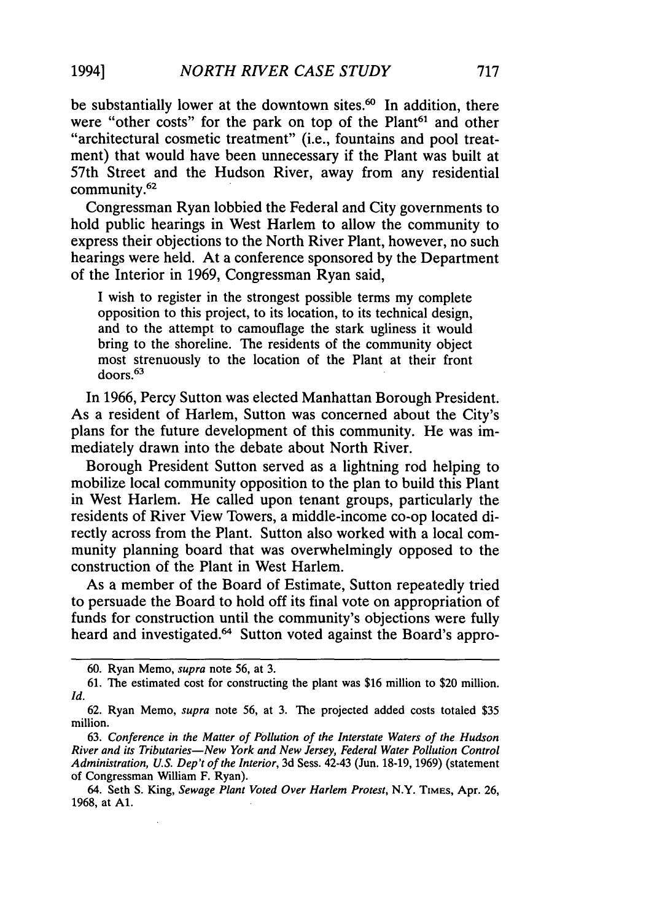be substantially lower at the downtown sites.[60] In addition, there were "other costs" for the park on top of the Plant[61] and other "architectural cosmetic treatment" (i.e., fountains and pool treatment) that would have been unnecessary if the Plant was built at 57th Street and the Hudson River, away from any residential community.[62]

Congressman Ryan lobbied the Federal and City governments to hold public hearings in West Harlem to allow the community to express their objections to the North River Plant, however, no such hearings were held. At a conference sponsored by the Department of the Interior in 1969, Congressman Ryan said,

> I wish to register in the strongest possible terms my complete opposition to this project, to its location, to its technical design, and to the attempt to camouflage the stark ugliness it would bring to the shoreline. The residents of the community object most strenuously to the location of the Plant at their front doors.[63]

In 1966, Percy Sutton was elected Manhattan Borough President. As a resident of Harlem, Sutton was concerned about the City's plans for the future development of this community. He was immediately drawn into the debate about North River.

Borough President Sutton served as a lightning rod helping to mobilize local community opposition to the plan to build this Plant in West Harlem. He called upon tenant groups, particularly the residents of River View Towers, a middle-income co-op located directly across from the Plant. Sutton also worked with a local community planning board that was overwhelmingly opposed to the construction of the Plant in West Harlem.

As a member of the Board of Estimate, Sutton repeatedly tried to persuade the Board to hold off its final vote on appropriation of funds for construction until the community's objections were fully heard and investigated.[64] Sutton voted against the Board's appro-

---

60. Ryan Memo, *supra* note 56, at 3.

61. The estimated cost for constructing the plant was $16 million to $20 million. *Id.*

62. Ryan Memo, *supra* note 56, at 3. The projected added costs totaled $35 million.

63. *Conference in the Matter of Pollution of the Interstate Waters of the Hudson River and its Tributaries—New York and New Jersey, Federal Water Pollution Control Administration, U.S. Dep't of the Interior*, 3d Sess. 42-43 (Jun. 18-19, 1969) (statement of Congressman William F. Ryan).

64. Seth S. King, *Sewage Plant Voted Over Harlem Protest*, N.Y. TIMES, Apr. 26, 1968, at A1.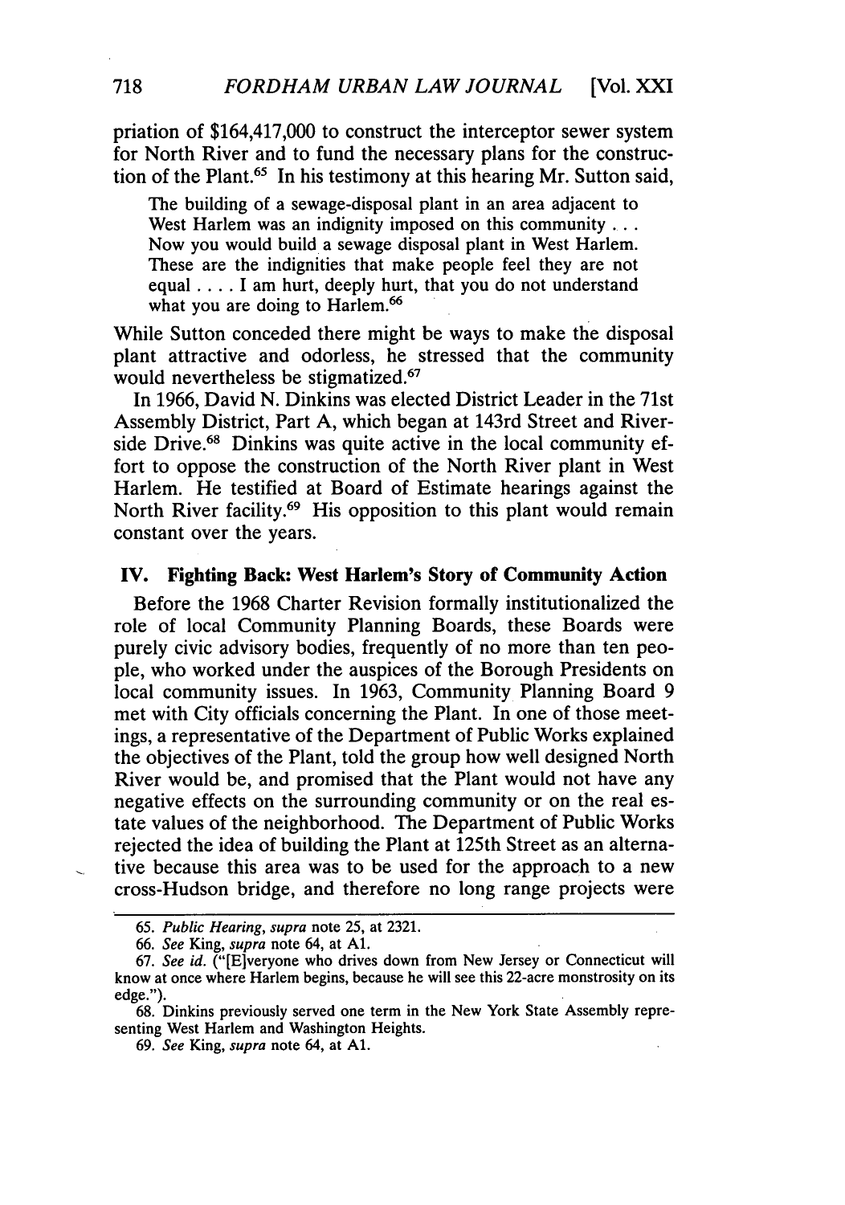priation of $164,417,000 to construct the interceptor sewer system for North River and to fund the necessary plans for the construction of the Plant.[65] In his testimony at this hearing Mr. Sutton said,

> The building of a sewage-disposal plant in an area adjacent to West Harlem was an indignity imposed on this community . . . Now you would build a sewage disposal plant in West Harlem. These are the indignities that make people feel they are not equal . . . . I am hurt, deeply hurt, that you do not understand what you are doing to Harlem.[66]

While Sutton conceded there might be ways to make the disposal plant attractive and odorless, he stressed that the community would nevertheless be stigmatized.[67]

In 1966, David N. Dinkins was elected District Leader in the 71st Assembly District, Part A, which began at 143rd Street and Riverside Drive.[68] Dinkins was quite active in the local community effort to oppose the construction of the North River plant in West Harlem. He testified at Board of Estimate hearings against the North River facility.[69] His opposition to this plant would remain constant over the years.

## IV. Fighting Back: West Harlem's Story of Community Action

Before the 1968 Charter Revision formally institutionalized the role of local Community Planning Boards, these Boards were purely civic advisory bodies, frequently of no more than ten people, who worked under the auspices of the Borough Presidents on local community issues. In 1963, Community Planning Board 9 met with City officials concerning the Plant. In one of those meetings, a representative of the Department of Public Works explained the objectives of the Plant, told the group how well designed North River would be, and promised that the Plant would not have any negative effects on the surrounding community or on the real estate values of the neighborhood. The Department of Public Works rejected the idea of building the Plant at 125th Street as an alternative because this area was to be used for the approach to a new cross-Hudson bridge, and therefore no long range projects were

---

65. *Public Hearing*, *supra* note 25, at 2321.

66. *See* King, *supra* note 64, at A1.

67. *See id.* ("[E]veryone who drives down from New Jersey or Connecticut will know at once where Harlem begins, because he will see this 22-acre monstrosity on its edge.").

68. Dinkins previously served one term in the New York State Assembly representing West Harlem and Washington Heights.

69. *See* King, *supra* note 64, at A1.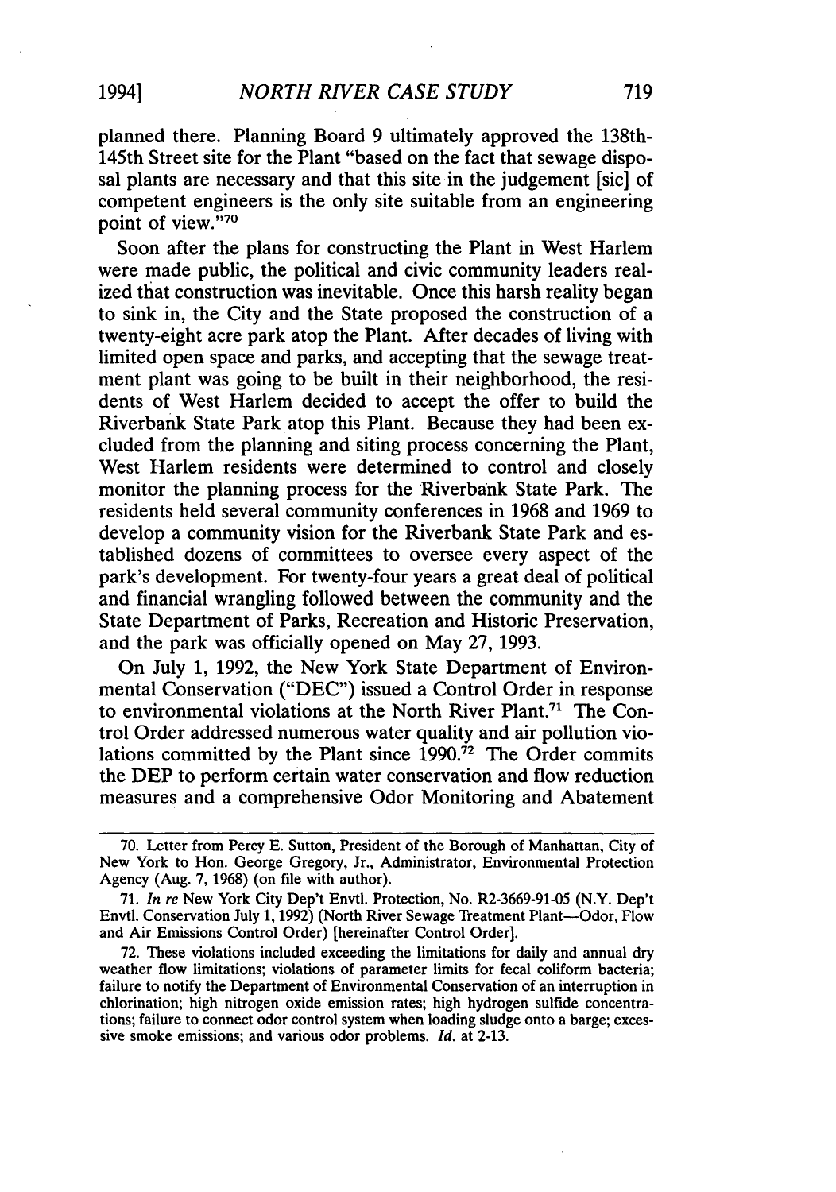planned there. Planning Board 9 ultimately approved the 138th-145th Street site for the Plant "based on the fact that sewage disposal plants are necessary and that this site in the judgement [sic] of competent engineers is the only site suitable from an engineering point of view."[70]

Soon after the plans for constructing the Plant in West Harlem were made public, the political and civic community leaders realized that construction was inevitable. Once this harsh reality began to sink in, the City and the State proposed the construction of a twenty-eight acre park atop the Plant. After decades of living with limited open space and parks, and accepting that the sewage treatment plant was going to be built in their neighborhood, the residents of West Harlem decided to accept the offer to build the Riverbank State Park atop this Plant. Because they had been excluded from the planning and siting process concerning the Plant, West Harlem residents were determined to control and closely monitor the planning process for the Riverbank State Park. The residents held several community conferences in 1968 and 1969 to develop a community vision for the Riverbank State Park and established dozens of committees to oversee every aspect of the park's development. For twenty-four years a great deal of political and financial wrangling followed between the community and the State Department of Parks, Recreation and Historic Preservation, and the park was officially opened on May 27, 1993.

On July 1, 1992, the New York State Department of Environmental Conservation ("DEC") issued a Control Order in response to environmental violations at the North River Plant.[71] The Control Order addressed numerous water quality and air pollution violations committed by the Plant since 1990.[72] The Order commits the DEP to perform certain water conservation and flow reduction measures and a comprehensive Odor Monitoring and Abatement

---

70. Letter from Percy E. Sutton, President of the Borough of Manhattan, City of New York to Hon. George Gregory, Jr., Administrator, Environmental Protection Agency (Aug. 7, 1968) (on file with author).

71. *In re* New York City Dep't Envtl. Protection, No. R2-3669-91-05 (N.Y. Dep't Envtl. Conservation July 1, 1992) (North River Sewage Treatment Plant—Odor, Flow and Air Emissions Control Order) [hereinafter Control Order].

72. These violations included exceeding the limitations for daily and annual dry weather flow limitations; violations of parameter limits for fecal coliform bacteria; failure to notify the Department of Environmental Conservation of an interruption in chlorination; high nitrogen oxide emission rates; high hydrogen sulfide concentrations; failure to connect odor control system when loading sludge onto a barge; excessive smoke emissions; and various odor problems. *Id.* at 2-13.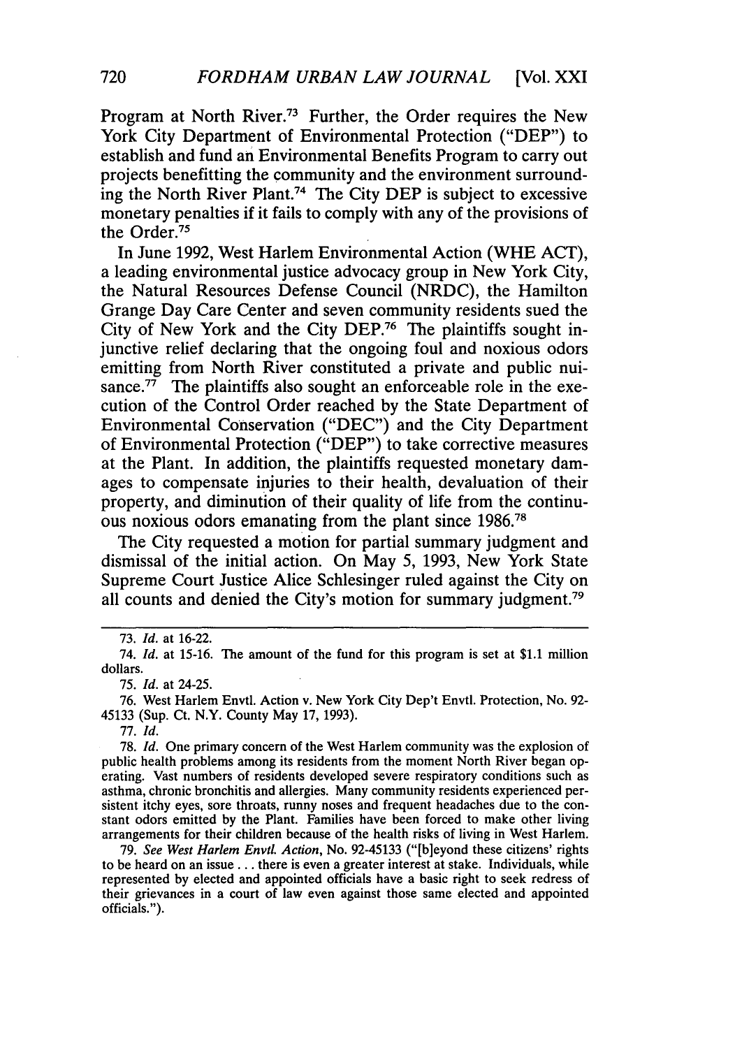Program at North River.[73] Further, the Order requires the New York City Department of Environmental Protection ("DEP") to establish and fund an Environmental Benefits Program to carry out projects benefitting the community and the environment surrounding the North River Plant.[74] The City DEP is subject to excessive monetary penalties if it fails to comply with any of the provisions of the Order.[75]

In June 1992, West Harlem Environmental Action (WHE ACT), a leading environmental justice advocacy group in New York City, the Natural Resources Defense Council (NRDC), the Hamilton Grange Day Care Center and seven community residents sued the City of New York and the City DEP.[76] The plaintiffs sought injunctive relief declaring that the ongoing foul and noxious odors emitting from North River constituted a private and public nuisance.[77] The plaintiffs also sought an enforceable role in the execution of the Control Order reached by the State Department of Environmental Conservation ("DEC") and the City Department of Environmental Protection ("DEP") to take corrective measures at the Plant. In addition, the plaintiffs requested monetary damages to compensate injuries to their health, devaluation of their property, and diminution of their quality of life from the continuous noxious odors emanating from the plant since 1986.[78]

The City requested a motion for partial summary judgment and dismissal of the initial action. On May 5, 1993, New York State Supreme Court Justice Alice Schlesinger ruled against the City on all counts and denied the City's motion for summary judgment.[79]

---

73. *Id.* at 16-22.

74. *Id.* at 15-16. The amount of the fund for this program is set at $1.1 million dollars.

75. *Id.* at 24-25.

76. West Harlem Envtl. Action v. New York City Dep't Envtl. Protection, No. 92-45133 (Sup. Ct. N.Y. County May 17, 1993).

77. *Id.*

78. *Id.* One primary concern of the West Harlem community was the explosion of public health problems among its residents from the moment North River began operating. Vast numbers of residents developed severe respiratory conditions such as asthma, chronic bronchitis and allergies. Many community residents experienced persistent itchy eyes, sore throats, runny noses and frequent headaches due to the constant odors emitted by the Plant. Families have been forced to make other living arrangements for their children because of the health risks of living in West Harlem.

79. *See West Harlem Envtl. Action*, No. 92-45133 ("[b]eyond these citizens' rights to be heard on an issue . . . there is even a greater interest at stake. Individuals, while represented by elected and appointed officials have a basic right to seek redress of their grievances in a court of law even against those same elected and appointed officials.").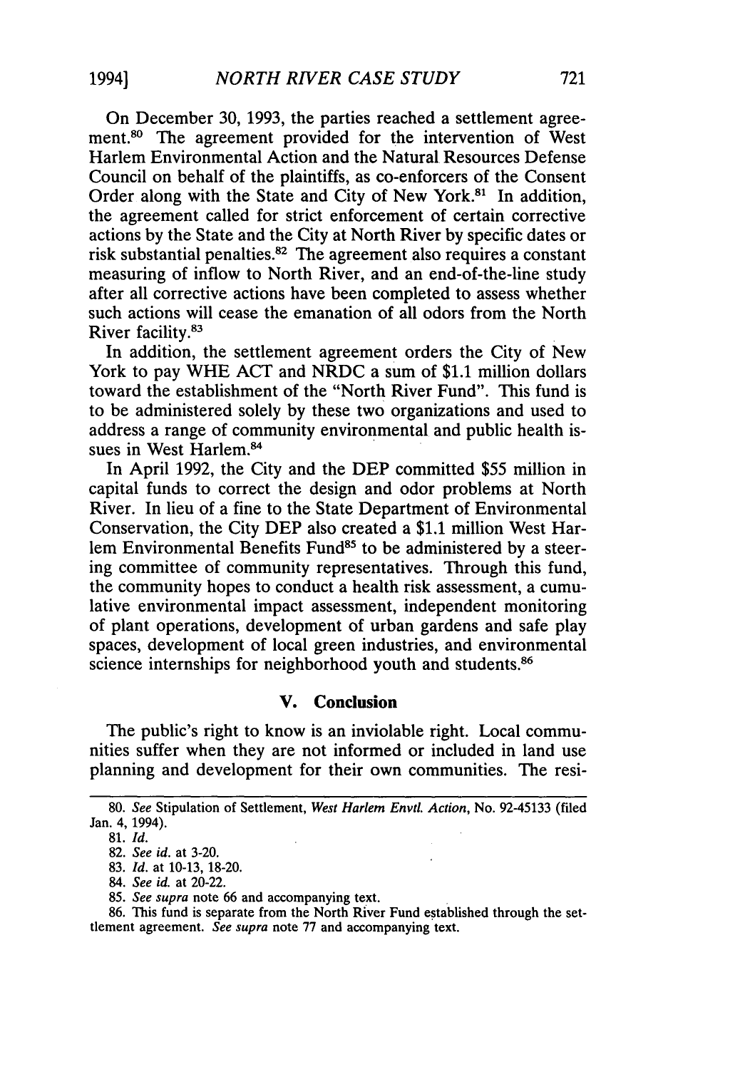On December 30, 1993, the parties reached a settlement agreement.[80] The agreement provided for the intervention of West Harlem Environmental Action and the Natural Resources Defense Council on behalf of the plaintiffs, as co-enforcers of the Consent Order along with the State and City of New York.[81] In addition, the agreement called for strict enforcement of certain corrective actions by the State and the City at North River by specific dates or risk substantial penalties.[82] The agreement also requires a constant measuring of inflow to North River, and an end-of-the-line study after all corrective actions have been completed to assess whether such actions will cease the emanation of all odors from the North River facility.[83]

In addition, the settlement agreement orders the City of New York to pay WHE ACT and NRDC a sum of $1.1 million dollars toward the establishment of the "North River Fund". This fund is to be administered solely by these two organizations and used to address a range of community environmental and public health issues in West Harlem.[84]

In April 1992, the City and the DEP committed $55 million in capital funds to correct the design and odor problems at North River. In lieu of a fine to the State Department of Environmental Conservation, the City DEP also created a $1.1 million West Harlem Environmental Benefits Fund[85] to be administered by a steering committee of community representatives. Through this fund, the community hopes to conduct a health risk assessment, a cumulative environmental impact assessment, independent monitoring of plant operations, development of urban gardens and safe play spaces, development of local green industries, and environmental science internships for neighborhood youth and students.[86]

## V. Conclusion

The public's right to know is an inviolable right. Local communities suffer when they are not informed or included in land use planning and development for their own communities. The resi-

---

80. *See* Stipulation of Settlement, *West Harlem Envtl. Action*, No. 92-45133 (filed Jan. 4, 1994).

81. *Id.*

82. *See id.* at 3-20.

83. *Id.* at 10-13, 18-20.

84. *See id.* at 20-22.

85. *See supra* note 66 and accompanying text.

86. This fund is separate from the North River Fund established through the settlement agreement. *See supra* note 77 and accompanying text.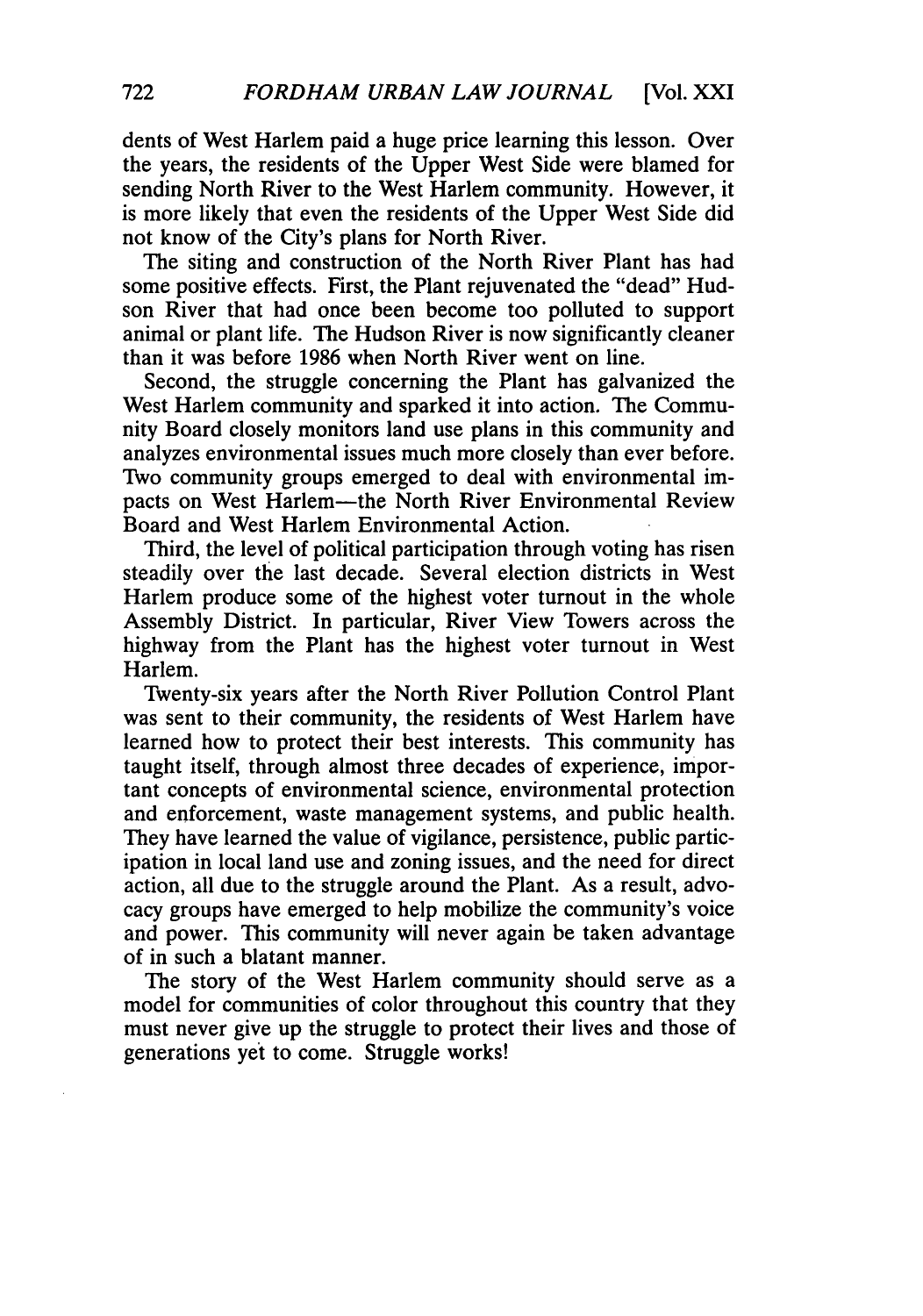dents of West Harlem paid a huge price learning this lesson. Over the years, the residents of the Upper West Side were blamed for sending North River to the West Harlem community. However, it is more likely that even the residents of the Upper West Side did not know of the City's plans for North River.

The siting and construction of the North River Plant has had some positive effects. First, the Plant rejuvenated the "dead" Hudson River that had once been become too polluted to support animal or plant life. The Hudson River is now significantly cleaner than it was before 1986 when North River went on line.

Second, the struggle concerning the Plant has galvanized the West Harlem community and sparked it into action. The Community Board closely monitors land use plans in this community and analyzes environmental issues much more closely than ever before. Two community groups emerged to deal with environmental impacts on West Harlem—the North River Environmental Review Board and West Harlem Environmental Action.

Third, the level of political participation through voting has risen steadily over the last decade. Several election districts in West Harlem produce some of the highest voter turnout in the whole Assembly District. In particular, River View Towers across the highway from the Plant has the highest voter turnout in West Harlem.

Twenty-six years after the North River Pollution Control Plant was sent to their community, the residents of West Harlem have learned how to protect their best interests. This community has taught itself, through almost three decades of experience, important concepts of environmental science, environmental protection and enforcement, waste management systems, and public health. They have learned the value of vigilance, persistence, public participation in local land use and zoning issues, and the need for direct action, all due to the struggle around the Plant. As a result, advocacy groups have emerged to help mobilize the community's voice and power. This community will never again be taken advantage of in such a blatant manner.

The story of the West Harlem community should serve as a model for communities of color throughout this country that they must never give up the struggle to protect their lives and those of generations yet to come. Struggle works!